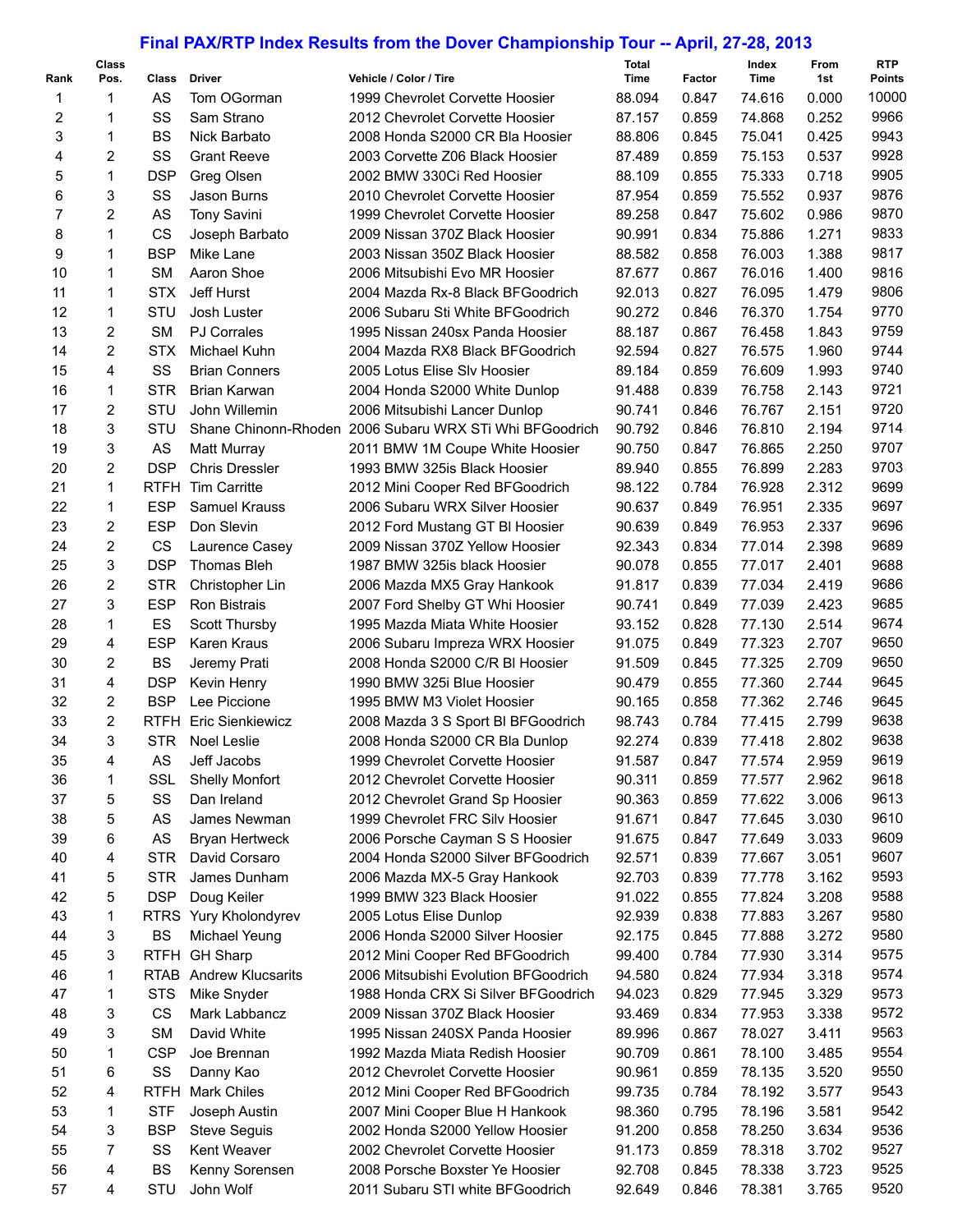# Final PAX/RTP Index Results from the Dover Championship Tour -- April, 27-28, 2013

| Rank | Class Pos. | Class | Driver | Vehicle / Color / Tire | Total Time | Factor | Index Time | From 1st | RTP Points |
|---|---|---|---|---|---|---|---|---|---|
| 1 | 1 | AS | Tom OGorman | 1999 Chevrolet Corvette Hoosier | 88.094 | 0.847 | 74.616 | 0.000 | 10000 |
| 2 | 1 | SS | Sam Strano | 2012 Chevrolet Corvette Hoosier | 87.157 | 0.859 | 74.868 | 0.252 | 9966 |
| 3 | 1 | BS | Nick Barbato | 2008 Honda S2000 CR Bla Hoosier | 88.806 | 0.845 | 75.041 | 0.425 | 9943 |
| 4 | 2 | SS | Grant Reeve | 2003 Corvette Z06 Black Hoosier | 87.489 | 0.859 | 75.153 | 0.537 | 9928 |
| 5 | 1 | DSP | Greg Olsen | 2002 BMW 330Ci Red Hoosier | 88.109 | 0.855 | 75.333 | 0.718 | 9905 |
| 6 | 3 | SS | Jason Burns | 2010 Chevrolet Corvette Hoosier | 87.954 | 0.859 | 75.552 | 0.937 | 9876 |
| 7 | 2 | AS | Tony Savini | 1999 Chevrolet Corvette Hoosier | 89.258 | 0.847 | 75.602 | 0.986 | 9870 |
| 8 | 1 | CS | Joseph Barbato | 2009 Nissan 370Z Black Hoosier | 90.991 | 0.834 | 75.886 | 1.271 | 9833 |
| 9 | 1 | BSP | Mike Lane | 2003 Nissan 350Z Black Hoosier | 88.582 | 0.858 | 76.003 | 1.388 | 9817 |
| 10 | 1 | SM | Aaron Shoe | 2006 Mitsubishi Evo MR Hoosier | 87.677 | 0.867 | 76.016 | 1.400 | 9816 |
| 11 | 1 | STX | Jeff Hurst | 2004 Mazda Rx-8 Black BFGoodrich | 92.013 | 0.827 | 76.095 | 1.479 | 9806 |
| 12 | 1 | STU | Josh Luster | 2006 Subaru Sti White BFGoodrich | 90.272 | 0.846 | 76.370 | 1.754 | 9770 |
| 13 | 2 | SM | PJ Corrales | 1995 Nissan 240sx Panda Hoosier | 88.187 | 0.867 | 76.458 | 1.843 | 9759 |
| 14 | 2 | STX | Michael Kuhn | 2004 Mazda RX8 Black BFGoodrich | 92.594 | 0.827 | 76.575 | 1.960 | 9744 |
| 15 | 4 | SS | Brian Conners | 2005 Lotus Elise Slv Hoosier | 89.184 | 0.859 | 76.609 | 1.993 | 9740 |
| 16 | 1 | STR | Brian Karwan | 2004 Honda S2000 White Dunlop | 91.488 | 0.839 | 76.758 | 2.143 | 9721 |
| 17 | 2 | STU | John Willemin | 2006 Mitsubishi Lancer Dunlop | 90.741 | 0.846 | 76.767 | 2.151 | 9720 |
| 18 | 3 | STU | Shane Chinonn-Rhoden | 2006 Subaru WRX STi Whi BFGoodrich | 90.792 | 0.846 | 76.810 | 2.194 | 9714 |
| 19 | 3 | AS | Matt Murray | 2011 BMW 1M Coupe White Hoosier | 90.750 | 0.847 | 76.865 | 2.250 | 9707 |
| 20 | 2 | DSP | Chris Dressler | 1993 BMW 325is Black Hoosier | 89.940 | 0.855 | 76.899 | 2.283 | 9703 |
| 21 | 1 | RTFH | Tim Carritte | 2012 Mini Cooper Red BFGoodrich | 98.122 | 0.784 | 76.928 | 2.312 | 9699 |
| 22 | 1 | ESP | Samuel Krauss | 2006 Subaru WRX Silver Hoosier | 90.637 | 0.849 | 76.951 | 2.335 | 9697 |
| 23 | 2 | ESP | Don Slevin | 2012 Ford Mustang GT Bl Hoosier | 90.639 | 0.849 | 76.953 | 2.337 | 9696 |
| 24 | 2 | CS | Laurence Casey | 2009 Nissan 370Z Yellow Hoosier | 92.343 | 0.834 | 77.014 | 2.398 | 9689 |
| 25 | 3 | DSP | Thomas Bleh | 1987 BMW 325is black Hoosier | 90.078 | 0.855 | 77.017 | 2.401 | 9688 |
| 26 | 2 | STR | Christopher Lin | 2006 Mazda MX5 Gray Hankook | 91.817 | 0.839 | 77.034 | 2.419 | 9686 |
| 27 | 3 | ESP | Ron Bistrais | 2007 Ford Shelby GT Whi Hoosier | 90.741 | 0.849 | 77.039 | 2.423 | 9685 |
| 28 | 1 | ES | Scott Thursby | 1995 Mazda Miata White Hoosier | 93.152 | 0.828 | 77.130 | 2.514 | 9674 |
| 29 | 4 | ESP | Karen Kraus | 2006 Subaru Impreza WRX Hoosier | 91.075 | 0.849 | 77.323 | 2.707 | 9650 |
| 30 | 2 | BS | Jeremy Prati | 2008 Honda S2000 C/R Bl Hoosier | 91.509 | 0.845 | 77.325 | 2.709 | 9650 |
| 31 | 4 | DSP | Kevin Henry | 1990 BMW 325i Blue Hoosier | 90.479 | 0.855 | 77.360 | 2.744 | 9645 |
| 32 | 2 | BSP | Lee Piccione | 1995 BMW M3 Violet Hoosier | 90.165 | 0.858 | 77.362 | 2.746 | 9645 |
| 33 | 2 | RTFH | Eric Sienkiewicz | 2008 Mazda 3 S Sport Bl BFGoodrich | 98.743 | 0.784 | 77.415 | 2.799 | 9638 |
| 34 | 3 | STR | Noel Leslie | 2008 Honda S2000 CR Bla Dunlop | 92.274 | 0.839 | 77.418 | 2.802 | 9638 |
| 35 | 4 | AS | Jeff Jacobs | 1999 Chevrolet Corvette Hoosier | 91.587 | 0.847 | 77.574 | 2.959 | 9619 |
| 36 | 1 | SSL | Shelly Monfort | 2012 Chevrolet Corvette Hoosier | 90.311 | 0.859 | 77.577 | 2.962 | 9618 |
| 37 | 5 | SS | Dan Ireland | 2012 Chevrolet Grand Sp Hoosier | 90.363 | 0.859 | 77.622 | 3.006 | 9613 |
| 38 | 5 | AS | James Newman | 1999 Chevrolet FRC Silv Hoosier | 91.671 | 0.847 | 77.645 | 3.030 | 9610 |
| 39 | 6 | AS | Bryan Hertweck | 2006 Porsche Cayman S S Hoosier | 91.675 | 0.847 | 77.649 | 3.033 | 9609 |
| 40 | 4 | STR | David Corsaro | 2004 Honda S2000 Silver BFGoodrich | 92.571 | 0.839 | 77.667 | 3.051 | 9607 |
| 41 | 5 | STR | James Dunham | 2006 Mazda MX-5 Gray Hankook | 92.703 | 0.839 | 77.778 | 3.162 | 9593 |
| 42 | 5 | DSP | Doug Keiler | 1999 BMW 323 Black Hoosier | 91.022 | 0.855 | 77.824 | 3.208 | 9588 |
| 43 | 1 | RTRS | Yury Kholondyrev | 2005 Lotus Elise Dunlop | 92.939 | 0.838 | 77.883 | 3.267 | 9580 |
| 44 | 3 | BS | Michael Yeung | 2006 Honda S2000 Silver Hoosier | 92.175 | 0.845 | 77.888 | 3.272 | 9580 |
| 45 | 3 | RTFH | GH Sharp | 2012 Mini Cooper Red BFGoodrich | 99.400 | 0.784 | 77.930 | 3.314 | 9575 |
| 46 | 1 | RTAB | Andrew Klucsarits | 2006 Mitsubishi Evolution BFGoodrich | 94.580 | 0.824 | 77.934 | 3.318 | 9574 |
| 47 | 1 | STS | Mike Snyder | 1988 Honda CRX Si Silver BFGoodrich | 94.023 | 0.829 | 77.945 | 3.329 | 9573 |
| 48 | 3 | CS | Mark Labbancz | 2009 Nissan 370Z Black Hoosier | 93.469 | 0.834 | 77.953 | 3.338 | 9572 |
| 49 | 3 | SM | David White | 1995 Nissan 240SX Panda Hoosier | 89.996 | 0.867 | 78.027 | 3.411 | 9563 |
| 50 | 1 | CSP | Joe Brennan | 1992 Mazda Miata Redish Hoosier | 90.709 | 0.861 | 78.100 | 3.485 | 9554 |
| 51 | 6 | SS | Danny Kao | 2012 Chevrolet Corvette Hoosier | 90.961 | 0.859 | 78.135 | 3.520 | 9550 |
| 52 | 4 | RTFH | Mark Chiles | 2012 Mini Cooper Red BFGoodrich | 99.735 | 0.784 | 78.192 | 3.577 | 9543 |
| 53 | 1 | STF | Joseph Austin | 2007 Mini Cooper Blue H Hankook | 98.360 | 0.795 | 78.196 | 3.581 | 9542 |
| 54 | 3 | BSP | Steve Seguis | 2002 Honda S2000 Yellow Hoosier | 91.200 | 0.858 | 78.250 | 3.634 | 9536 |
| 55 | 7 | SS | Kent Weaver | 2002 Chevrolet Corvette Hoosier | 91.173 | 0.859 | 78.318 | 3.702 | 9527 |
| 56 | 4 | BS | Kenny Sorensen | 2008 Porsche Boxster Ye Hoosier | 92.708 | 0.845 | 78.338 | 3.723 | 9525 |
| 57 | 4 | STU | John Wolf | 2011 Subaru STI white BFGoodrich | 92.649 | 0.846 | 78.381 | 3.765 | 9520 |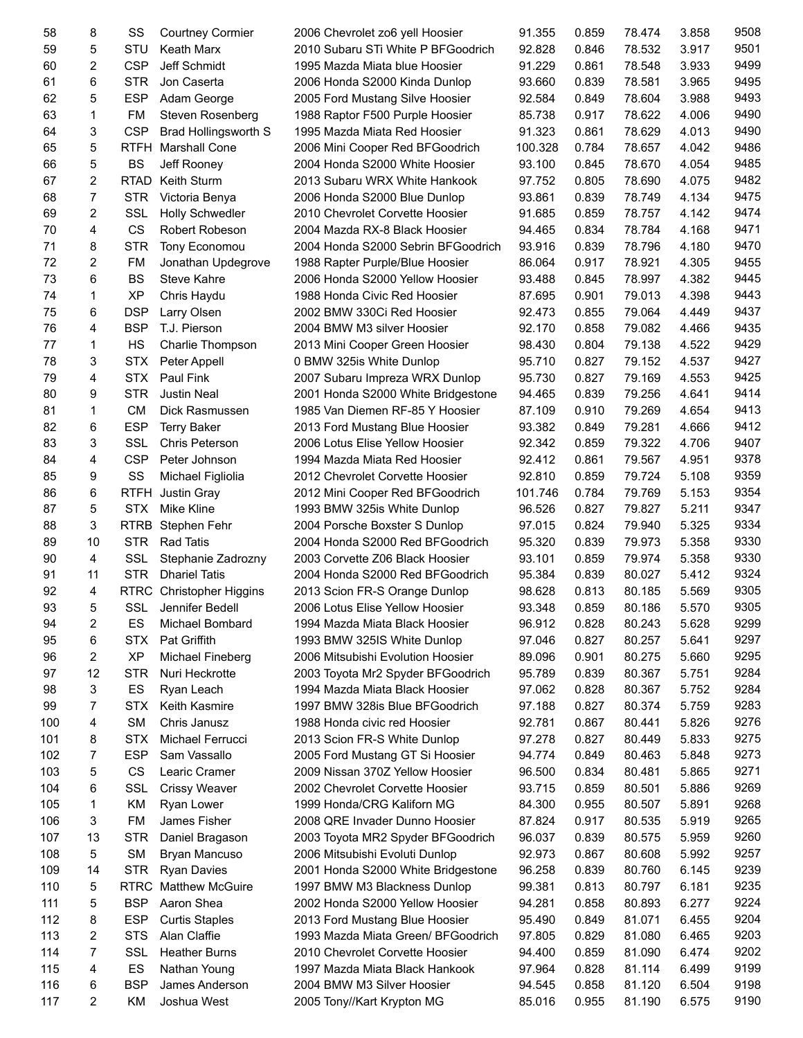| | | | | | | | | | |
|---|---|---|---|---|---|---|---|---|---|
| 58 | 8 | SS | Courtney Cormier | 2006 Chevrolet zo6 yell Hoosier | 91.355 | 0.859 | 78.474 | 3.858 | 9508 |
| 59 | 5 | STU | Keath Marx | 2010 Subaru STi White P BFGoodrich | 92.828 | 0.846 | 78.532 | 3.917 | 9501 |
| 60 | 2 | CSP | Jeff Schmidt | 1995 Mazda Miata blue Hoosier | 91.229 | 0.861 | 78.548 | 3.933 | 9499 |
| 61 | 6 | STR | Jon Caserta | 2006 Honda S2000 Kinda Dunlop | 93.660 | 0.839 | 78.581 | 3.965 | 9495 |
| 62 | 5 | ESP | Adam George | 2005 Ford Mustang Silve Hoosier | 92.584 | 0.849 | 78.604 | 3.988 | 9493 |
| 63 | 1 | FM | Steven Rosenberg | 1988 Raptor F500 Purple Hoosier | 85.738 | 0.917 | 78.622 | 4.006 | 9490 |
| 64 | 3 | CSP | Brad Hollingsworth S | 1995 Mazda Miata Red Hoosier | 91.323 | 0.861 | 78.629 | 4.013 | 9490 |
| 65 | 5 | RTFH | Marshall Cone | 2006 Mini Cooper Red BFGoodrich | 100.328 | 0.784 | 78.657 | 4.042 | 9486 |
| 66 | 5 | BS | Jeff Rooney | 2004 Honda S2000 White Hoosier | 93.100 | 0.845 | 78.670 | 4.054 | 9485 |
| 67 | 2 | RTAD | Keith Sturm | 2013 Subaru WRX White Hankook | 97.752 | 0.805 | 78.690 | 4.075 | 9482 |
| 68 | 7 | STR | Victoria Benya | 2006 Honda S2000 Blue Dunlop | 93.861 | 0.839 | 78.749 | 4.134 | 9475 |
| 69 | 2 | SSL | Holly Schwedler | 2010 Chevrolet Corvette Hoosier | 91.685 | 0.859 | 78.757 | 4.142 | 9474 |
| 70 | 4 | CS | Robert Robeson | 2004 Mazda RX-8 Black Hoosier | 94.465 | 0.834 | 78.784 | 4.168 | 9471 |
| 71 | 8 | STR | Tony Economou | 2004 Honda S2000 Sebrin BFGoodrich | 93.916 | 0.839 | 78.796 | 4.180 | 9470 |
| 72 | 2 | FM | Jonathan Updegrove | 1988 Rapter Purple/Blue Hoosier | 86.064 | 0.917 | 78.921 | 4.305 | 9455 |
| 73 | 6 | BS | Steve Kahre | 2006 Honda S2000 Yellow Hoosier | 93.488 | 0.845 | 78.997 | 4.382 | 9445 |
| 74 | 1 | XP | Chris Haydu | 1988 Honda Civic Red Hoosier | 87.695 | 0.901 | 79.013 | 4.398 | 9443 |
| 75 | 6 | DSP | Larry Olsen | 2002 BMW 330Ci Red Hoosier | 92.473 | 0.855 | 79.064 | 4.449 | 9437 |
| 76 | 4 | BSP | T.J. Pierson | 2004 BMW M3 silver Hoosier | 92.170 | 0.858 | 79.082 | 4.466 | 9435 |
| 77 | 1 | HS | Charlie Thompson | 2013 Mini Cooper Green Hoosier | 98.430 | 0.804 | 79.138 | 4.522 | 9429 |
| 78 | 3 | STX | Peter Appell | 0 BMW 325is White Dunlop | 95.710 | 0.827 | 79.152 | 4.537 | 9427 |
| 79 | 4 | STX | Paul Fink | 2007 Subaru Impreza WRX Dunlop | 95.730 | 0.827 | 79.169 | 4.553 | 9425 |
| 80 | 9 | STR | Justin Neal | 2001 Honda S2000 White Bridgestone | 94.465 | 0.839 | 79.256 | 4.641 | 9414 |
| 81 | 1 | CM | Dick Rasmussen | 1985 Van Diemen RF-85 Y Hoosier | 87.109 | 0.910 | 79.269 | 4.654 | 9413 |
| 82 | 6 | ESP | Terry Baker | 2013 Ford Mustang Blue Hoosier | 93.382 | 0.849 | 79.281 | 4.666 | 9412 |
| 83 | 3 | SSL | Chris Peterson | 2006 Lotus Elise Yellow Hoosier | 92.342 | 0.859 | 79.322 | 4.706 | 9407 |
| 84 | 4 | CSP | Peter Johnson | 1994 Mazda Miata Red Hoosier | 92.412 | 0.861 | 79.567 | 4.951 | 9378 |
| 85 | 9 | SS | Michael Figliolia | 2012 Chevrolet Corvette Hoosier | 92.810 | 0.859 | 79.724 | 5.108 | 9359 |
| 86 | 6 | RTFH | Justin Gray | 2012 Mini Cooper Red BFGoodrich | 101.746 | 0.784 | 79.769 | 5.153 | 9354 |
| 87 | 5 | STX | Mike Kline | 1993 BMW 325is White Dunlop | 96.526 | 0.827 | 79.827 | 5.211 | 9347 |
| 88 | 3 | RTRB | Stephen Fehr | 2004 Porsche Boxster S Dunlop | 97.015 | 0.824 | 79.940 | 5.325 | 9334 |
| 89 | 10 | STR | Rad Tatis | 2004 Honda S2000 Red BFGoodrich | 95.320 | 0.839 | 79.973 | 5.358 | 9330 |
| 90 | 4 | SSL | Stephanie Zadrozny | 2003 Corvette Z06 Black Hoosier | 93.101 | 0.859 | 79.974 | 5.358 | 9330 |
| 91 | 11 | STR | Dhariel Tatis | 2004 Honda S2000 Red BFGoodrich | 95.384 | 0.839 | 80.027 | 5.412 | 9324 |
| 92 | 4 | RTRC | Christopher Higgins | 2013 Scion FR-S Orange Dunlop | 98.628 | 0.813 | 80.185 | 5.569 | 9305 |
| 93 | 5 | SSL | Jennifer Bedell | 2006 Lotus Elise Yellow Hoosier | 93.348 | 0.859 | 80.186 | 5.570 | 9305 |
| 94 | 2 | ES | Michael Bombard | 1994 Mazda Miata Black Hoosier | 96.912 | 0.828 | 80.243 | 5.628 | 9299 |
| 95 | 6 | STX | Pat Griffith | 1993 BMW 325IS White Dunlop | 97.046 | 0.827 | 80.257 | 5.641 | 9297 |
| 96 | 2 | XP | Michael Fineberg | 2006 Mitsubishi Evolution Hoosier | 89.096 | 0.901 | 80.275 | 5.660 | 9295 |
| 97 | 12 | STR | Nuri Heckrotte | 2003 Toyota Mr2 Spyder BFGoodrich | 95.789 | 0.839 | 80.367 | 5.751 | 9284 |
| 98 | 3 | ES | Ryan Leach | 1994 Mazda Miata Black Hoosier | 97.062 | 0.828 | 80.367 | 5.752 | 9284 |
| 99 | 7 | STX | Keith Kasmire | 1997 BMW 328is Blue BFGoodrich | 97.188 | 0.827 | 80.374 | 5.759 | 9283 |
| 100 | 4 | SM | Chris Janusz | 1988 Honda civic red Hoosier | 92.781 | 0.867 | 80.441 | 5.826 | 9276 |
| 101 | 8 | STX | Michael Ferrucci | 2013 Scion FR-S White Dunlop | 97.278 | 0.827 | 80.449 | 5.833 | 9275 |
| 102 | 7 | ESP | Sam Vassallo | 2005 Ford Mustang GT Si Hoosier | 94.774 | 0.849 | 80.463 | 5.848 | 9273 |
| 103 | 5 | CS | Learic Cramer | 2009 Nissan 370Z Yellow Hoosier | 96.500 | 0.834 | 80.481 | 5.865 | 9271 |
| 104 | 6 | SSL | Crissy Weaver | 2002 Chevrolet Corvette Hoosier | 93.715 | 0.859 | 80.501 | 5.886 | 9269 |
| 105 | 1 | KM | Ryan Lower | 1999 Honda/CRG Kaliforn MG | 84.300 | 0.955 | 80.507 | 5.891 | 9268 |
| 106 | 3 | FM | James Fisher | 2008 QRE Invader Dunno Hoosier | 87.824 | 0.917 | 80.535 | 5.919 | 9265 |
| 107 | 13 | STR | Daniel Bragason | 2003 Toyota MR2 Spyder BFGoodrich | 96.037 | 0.839 | 80.575 | 5.959 | 9260 |
| 108 | 5 | SM | Bryan Mancuso | 2006 Mitsubishi Evoluti Dunlop | 92.973 | 0.867 | 80.608 | 5.992 | 9257 |
| 109 | 14 | STR | Ryan Davies | 2001 Honda S2000 White Bridgestone | 96.258 | 0.839 | 80.760 | 6.145 | 9239 |
| 110 | 5 | RTRC | Matthew McGuire | 1997 BMW M3 Blackness Dunlop | 99.381 | 0.813 | 80.797 | 6.181 | 9235 |
| 111 | 5 | BSP | Aaron Shea | 2002 Honda S2000 Yellow Hoosier | 94.281 | 0.858 | 80.893 | 6.277 | 9224 |
| 112 | 8 | ESP | Curtis Staples | 2013 Ford Mustang Blue Hoosier | 95.490 | 0.849 | 81.071 | 6.455 | 9204 |
| 113 | 2 | STS | Alan Claffie | 1993 Mazda Miata Green/ BFGoodrich | 97.805 | 0.829 | 81.080 | 6.465 | 9203 |
| 114 | 7 | SSL | Heather Burns | 2010 Chevrolet Corvette Hoosier | 94.400 | 0.859 | 81.090 | 6.474 | 9202 |
| 115 | 4 | ES | Nathan Young | 1997 Mazda Miata Black Hankook | 97.964 | 0.828 | 81.114 | 6.499 | 9199 |
| 116 | 6 | BSP | James Anderson | 2004 BMW M3 Silver Hoosier | 94.545 | 0.858 | 81.120 | 6.504 | 9198 |
| 117 | 2 | KM | Joshua West | 2005 Tony//Kart Krypton MG | 85.016 | 0.955 | 81.190 | 6.575 | 9190 |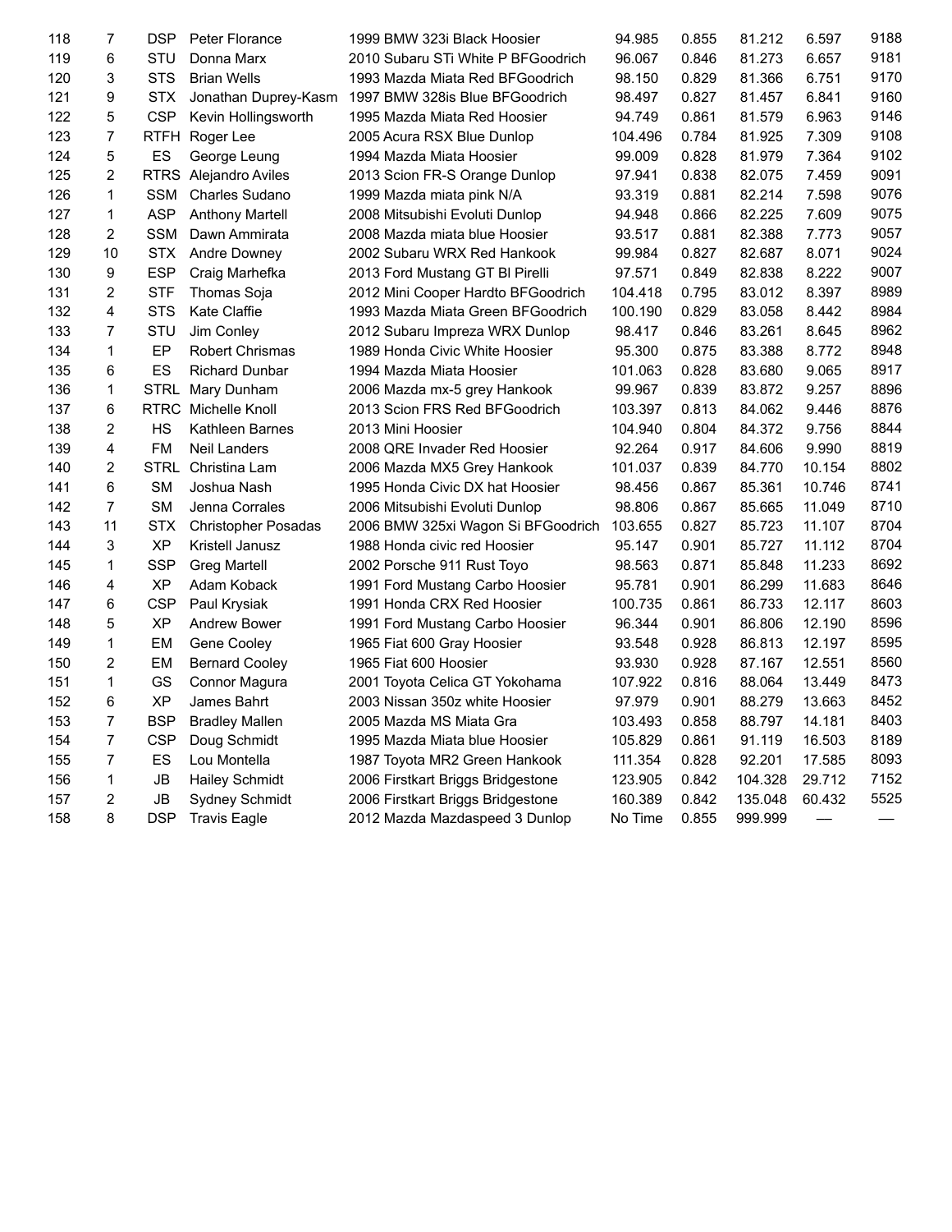| | | | | | | | | | |
|---|---|---|---|---|---|---|---|---|---|
| 118 | 7 | DSP | Peter Florance | 1999 BMW 323i Black Hoosier | 94.985 | 0.855 | 81.212 | 6.597 | 9188 |
| 119 | 6 | STU | Donna Marx | 2010 Subaru STi White P BFGoodrich | 96.067 | 0.846 | 81.273 | 6.657 | 9181 |
| 120 | 3 | STS | Brian Wells | 1993 Mazda Miata Red BFGoodrich | 98.150 | 0.829 | 81.366 | 6.751 | 9170 |
| 121 | 9 | STX | Jonathan Duprey-Kasm | 1997 BMW 328is Blue BFGoodrich | 98.497 | 0.827 | 81.457 | 6.841 | 9160 |
| 122 | 5 | CSP | Kevin Hollingsworth | 1995 Mazda Miata Red Hoosier | 94.749 | 0.861 | 81.579 | 6.963 | 9146 |
| 123 | 7 | RTFH | Roger Lee | 2005 Acura RSX Blue Dunlop | 104.496 | 0.784 | 81.925 | 7.309 | 9108 |
| 124 | 5 | ES | George Leung | 1994 Mazda Miata Hoosier | 99.009 | 0.828 | 81.979 | 7.364 | 9102 |
| 125 | 2 | RTRS | Alejandro Aviles | 2013 Scion FR-S Orange Dunlop | 97.941 | 0.838 | 82.075 | 7.459 | 9091 |
| 126 | 1 | SSM | Charles Sudano | 1999 Mazda miata pink N/A | 93.319 | 0.881 | 82.214 | 7.598 | 9076 |
| 127 | 1 | ASP | Anthony Martell | 2008 Mitsubishi Evoluti Dunlop | 94.948 | 0.866 | 82.225 | 7.609 | 9075 |
| 128 | 2 | SSM | Dawn Ammirata | 2008 Mazda miata blue Hoosier | 93.517 | 0.881 | 82.388 | 7.773 | 9057 |
| 129 | 10 | STX | Andre Downey | 2002 Subaru WRX Red Hankook | 99.984 | 0.827 | 82.687 | 8.071 | 9024 |
| 130 | 9 | ESP | Craig Marhefka | 2013 Ford Mustang GT Bl Pirelli | 97.571 | 0.849 | 82.838 | 8.222 | 9007 |
| 131 | 2 | STF | Thomas Soja | 2012 Mini Cooper Hardto BFGoodrich | 104.418 | 0.795 | 83.012 | 8.397 | 8989 |
| 132 | 4 | STS | Kate Claffie | 1993 Mazda Miata Green BFGoodrich | 100.190 | 0.829 | 83.058 | 8.442 | 8984 |
| 133 | 7 | STU | Jim Conley | 2012 Subaru Impreza WRX Dunlop | 98.417 | 0.846 | 83.261 | 8.645 | 8962 |
| 134 | 1 | EP | Robert Chrismas | 1989 Honda Civic White Hoosier | 95.300 | 0.875 | 83.388 | 8.772 | 8948 |
| 135 | 6 | ES | Richard Dunbar | 1994 Mazda Miata Hoosier | 101.063 | 0.828 | 83.680 | 9.065 | 8917 |
| 136 | 1 | STRL | Mary Dunham | 2006 Mazda mx-5 grey Hankook | 99.967 | 0.839 | 83.872 | 9.257 | 8896 |
| 137 | 6 | RTRC | Michelle Knoll | 2013 Scion FRS Red BFGoodrich | 103.397 | 0.813 | 84.062 | 9.446 | 8876 |
| 138 | 2 | HS | Kathleen Barnes | 2013 Mini Hoosier | 104.940 | 0.804 | 84.372 | 9.756 | 8844 |
| 139 | 4 | FM | Neil Landers | 2008 QRE Invader Red Hoosier | 92.264 | 0.917 | 84.606 | 9.990 | 8819 |
| 140 | 2 | STRL | Christina Lam | 2006 Mazda MX5 Grey Hankook | 101.037 | 0.839 | 84.770 | 10.154 | 8802 |
| 141 | 6 | SM | Joshua Nash | 1995 Honda Civic DX hat Hoosier | 98.456 | 0.867 | 85.361 | 10.746 | 8741 |
| 142 | 7 | SM | Jenna Corrales | 2006 Mitsubishi Evoluti Dunlop | 98.806 | 0.867 | 85.665 | 11.049 | 8710 |
| 143 | 11 | STX | Christopher Posadas | 2006 BMW 325xi Wagon Si BFGoodrich | 103.655 | 0.827 | 85.723 | 11.107 | 8704 |
| 144 | 3 | XP | Kristell Janusz | 1988 Honda civic red Hoosier | 95.147 | 0.901 | 85.727 | 11.112 | 8704 |
| 145 | 1 | SSP | Greg Martell | 2002 Porsche 911 Rust Toyo | 98.563 | 0.871 | 85.848 | 11.233 | 8692 |
| 146 | 4 | XP | Adam Koback | 1991 Ford Mustang Carbo Hoosier | 95.781 | 0.901 | 86.299 | 11.683 | 8646 |
| 147 | 6 | CSP | Paul Krysiak | 1991 Honda CRX Red Hoosier | 100.735 | 0.861 | 86.733 | 12.117 | 8603 |
| 148 | 5 | XP | Andrew Bower | 1991 Ford Mustang Carbo Hoosier | 96.344 | 0.901 | 86.806 | 12.190 | 8596 |
| 149 | 1 | EM | Gene Cooley | 1965 Fiat 600 Gray Hoosier | 93.548 | 0.928 | 86.813 | 12.197 | 8595 |
| 150 | 2 | EM | Bernard Cooley | 1965 Fiat 600 Hoosier | 93.930 | 0.928 | 87.167 | 12.551 | 8560 |
| 151 | 1 | GS | Connor Magura | 2001 Toyota Celica GT Yokohama | 107.922 | 0.816 | 88.064 | 13.449 | 8473 |
| 152 | 6 | XP | James Bahrt | 2003 Nissan 350z white Hoosier | 97.979 | 0.901 | 88.279 | 13.663 | 8452 |
| 153 | 7 | BSP | Bradley Mallen | 2005 Mazda MS Miata Gra | 103.493 | 0.858 | 88.797 | 14.181 | 8403 |
| 154 | 7 | CSP | Doug Schmidt | 1995 Mazda Miata blue Hoosier | 105.829 | 0.861 | 91.119 | 16.503 | 8189 |
| 155 | 7 | ES | Lou Montella | 1987 Toyota MR2 Green Hankook | 111.354 | 0.828 | 92.201 | 17.585 | 8093 |
| 156 | 1 | JB | Hailey Schmidt | 2006 Firstkart Briggs Bridgestone | 123.905 | 0.842 | 104.328 | 29.712 | 7152 |
| 157 | 2 | JB | Sydney Schmidt | 2006 Firstkart Briggs Bridgestone | 160.389 | 0.842 | 135.048 | 60.432 | 5525 |
| 158 | 8 | DSP | Travis Eagle | 2012 Mazda Mazdaspeed 3 Dunlop | No Time | 0.855 | 999.999 | — | — |